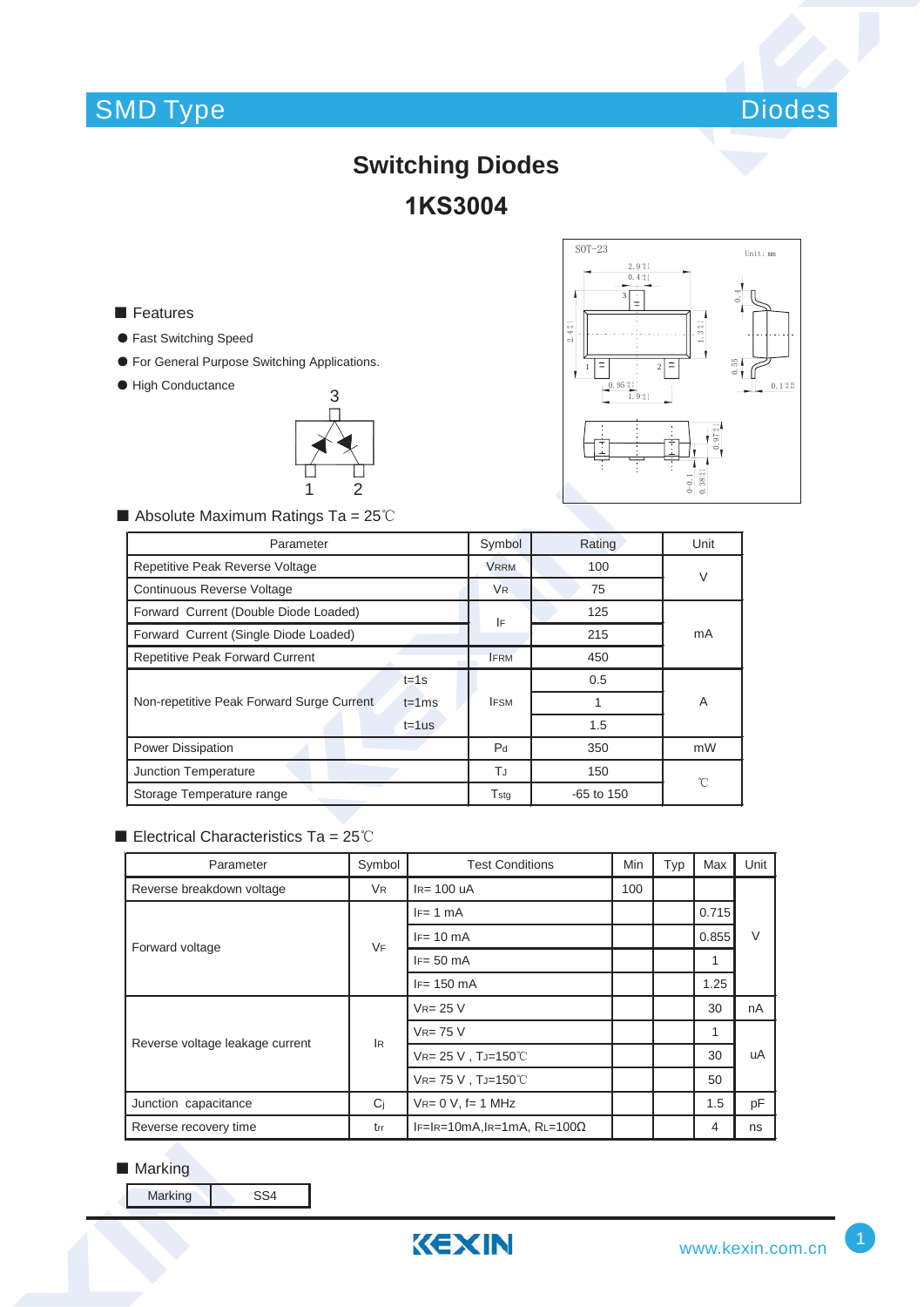SMD Type Diodes

# Switching Diodes

# 1KS3004

## ■ Features

- Fast Switching Speed
- For General Purpose Switching Applications.
- High Conductance

## ■ Absolute Maximum Ratings Ta = 25℃

| Parameter | | Symbol | Rating | Unit |
|---|---|---|---|---|
| Repetitive Peak Reverse Voltage | | $V_{RRM}$ | 100 | V |
| Continuous Reverse Voltage | | $V_R$ | 75 | V |
| Forward Current (Double Diode Loaded) | | $I_F$ | 125 | mA |
| Forward Current (Single Diode Loaded) | | $I_F$ | 215 | mA |
| Repetitive Peak Forward Current | | $I_{FRM}$ | 450 | mA |
| Non-repetitive Peak Forward Surge Current | t=1s | $I_{FSM}$ | 0.5 | A |
| | t=1ms | | 1 | |
| | t=1us | | 1.5 | |
| Power Dissipation | | $P_d$ | 350 | mW |
| Junction Temperature | | $T_J$ | 150 | ℃ |
| Storage Temperature range | | $T_{stg}$ | -65 to 150 | ℃ |

## ■ Electrical Characteristics Ta = 25℃

| Parameter | Symbol | Test Conditions | Min | Typ | Max | Unit |
|---|---|---|---|---|---|---|
| Reverse breakdown voltage | $V_R$ | $I_R$= 100 uA | 100 | | | V |
| Forward voltage | $V_F$ | $I_F$= 1 mA | | | 0.715 | V |
| | | $I_F$= 10 mA | | | 0.855 | |
| | | $I_F$= 50 mA | | | 1 | |
| | | $I_F$= 150 mA | | | 1.25 | |
| Reverse voltage leakage current | $I_R$ | $V_R$= 25 V | | | 30 | nA |
| | | $V_R$= 75 V | | | 1 | uA |
| | | $V_R$= 25 V , $T_J$=150℃ | | | 30 | uA |
| | | $V_R$= 75 V , $T_J$=150℃ | | | 50 | uA |
| Junction capacitance | $C_j$ | $V_R$= 0 V, f= 1 MHz | | | 1.5 | pF |
| Reverse recovery time | $t_{rr}$ | $I_F$=$I_R$=10mA,$I_R$=1mA, $R_L$=100Ω | | | 4 | ns |

## ■ Marking

| Marking | SS4 |
|---|---|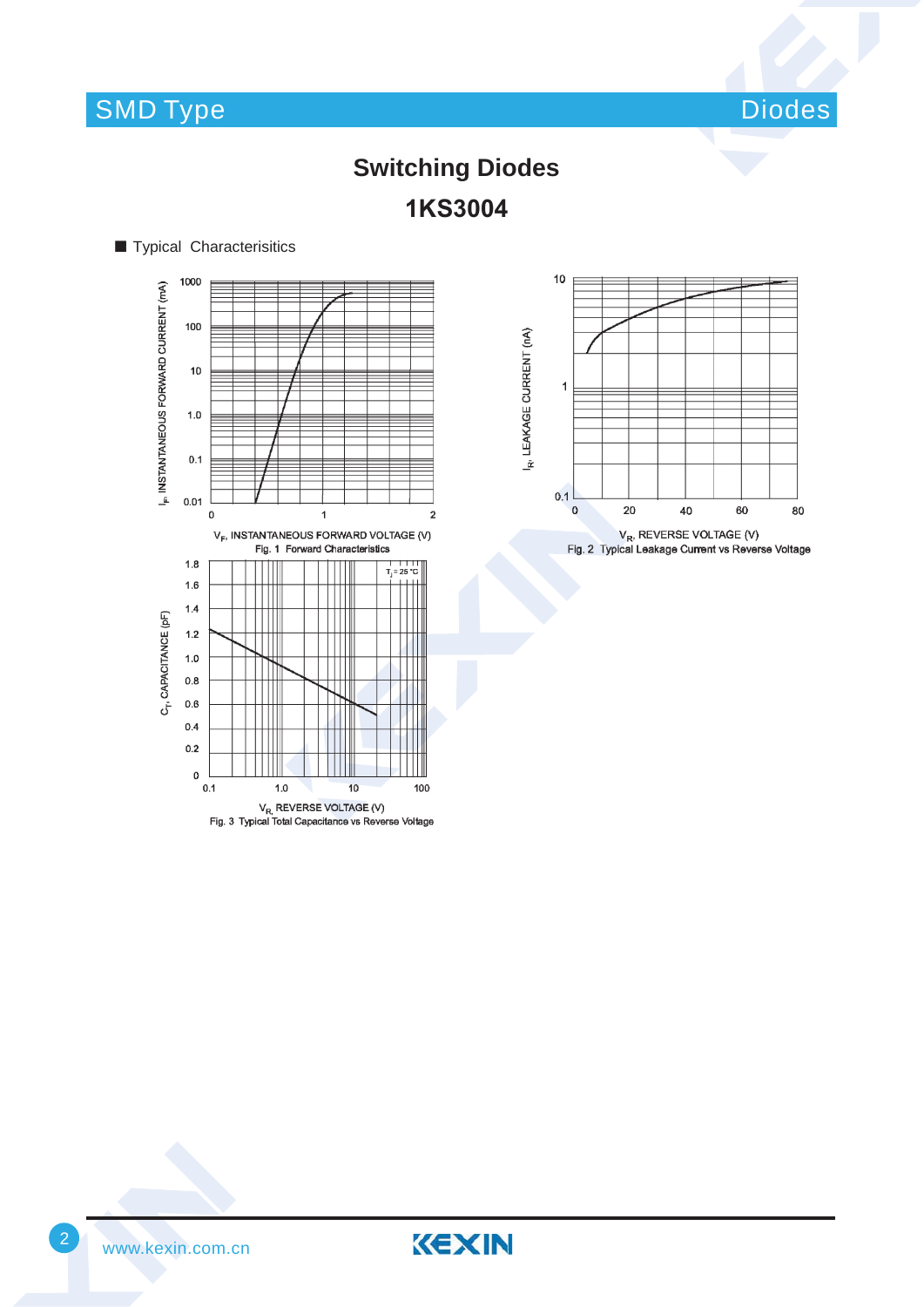# Switching Diodes

## 1KS3004

■ Typical Characterisitics

$I_F$, INSTANTANEOUS FORWARD CURRENT (mA)

1000
100
10
1.0
0.1
0.01

0
1
2

$V_F$, INSTANTANEOUS FORWARD VOLTAGE (V)

Fig. 1 Forward Characteristics

$I_R$, LEAKAGE CURRENT (nA)

10
1
0.1

0
20
40
60
80

$V_R$, REVERSE VOLTAGE (V)

Fig. 2 Typical Leakage Current vs Reverse Voltage

$C_T$, CAPACITANCE (pF)

1.8
1.6
1.4
1.2
1.0
0.8
0.6
0.4
0.2
0

$T_j$ = 25 °C

0.1
1.0
10
100

$V_R$, REVERSE VOLTAGE (V)

Fig. 3 Typical Total Capacitance vs Reverse Voltage